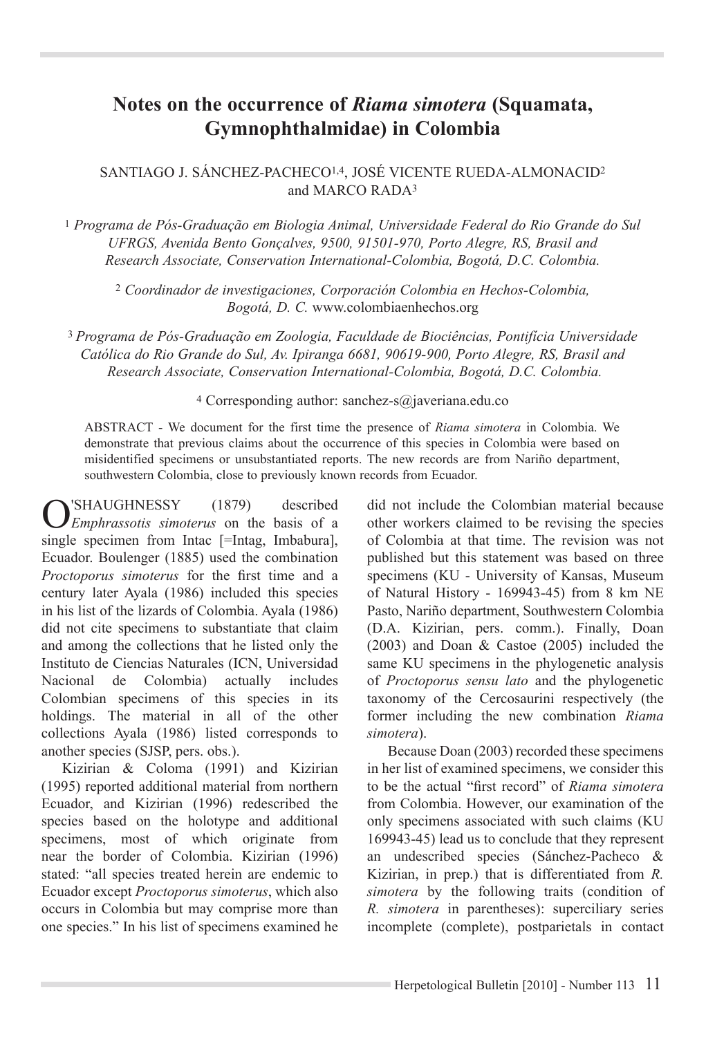# Notes on the occurrence of *Riama simotera* (Squamata, Gymnophthalmidae) in Colombia

SANTIAGO J. SÁNCHEZ-PACHECO[1,4], JOSÉ VICENTE RUEDA-ALMONACID[2] and MARCO RADA[3]

[1] *Programa de Pós-Graduação em Biologia Animal, Universidade Federal do Rio Grande do Sul UFRGS, Avenida Bento Gonçalves, 9500, 91501-970, Porto Alegre, RS, Brasil and Research Associate, Conservation International-Colombia, Bogotá, D.C. Colombia.*

[2] *Coordinador de investigaciones, Corporación Colombia en Hechos-Colombia, Bogotá, D. C.* www.colombiaenhechos.org

[3] *Programa de Pós-Graduação em Zoologia, Faculdade de Biociências, Pontifícia Universidade Católica do Rio Grande do Sul, Av. Ipiranga 6681, 90619-900, Porto Alegre, RS, Brasil and Research Associate, Conservation International-Colombia, Bogotá, D.C. Colombia.*

[4] Corresponding author: sanchez-s@javeriana.edu.co

ABSTRACT - We document for the first time the presence of *Riama simotera* in Colombia. We demonstrate that previous claims about the occurrence of this species in Colombia were based on misidentified specimens or unsubstantiated reports. The new records are from Nariño department, southwestern Colombia, close to previously known records from Ecuador.

O'SHAUGHNESSY (1879) described *Emphrassotis simoterus* on the basis of a single specimen from Intac [=Intag, Imbabura], Ecuador. Boulenger (1885) used the combination *Proctoporus simoterus* for the first time and a century later Ayala (1986) included this species in his list of the lizards of Colombia. Ayala (1986) did not cite specimens to substantiate that claim and among the collections that he listed only the Instituto de Ciencias Naturales (ICN, Universidad Nacional de Colombia) actually includes Colombian specimens of this species in its holdings. The material in all of the other collections Ayala (1986) listed corresponds to another species (SJSP, pers. obs.).

Kizirian & Coloma (1991) and Kizirian (1995) reported additional material from northern Ecuador, and Kizirian (1996) redescribed the species based on the holotype and additional specimens, most of which originate from near the border of Colombia. Kizirian (1996) stated: "all species treated herein are endemic to Ecuador except *Proctoporus simoterus*, which also occurs in Colombia but may comprise more than one species." In his list of specimens examined he did not include the Colombian material because other workers claimed to be revising the species of Colombia at that time. The revision was not published but this statement was based on three specimens (KU - University of Kansas, Museum of Natural History - 169943-45) from 8 km NE Pasto, Nariño department, Southwestern Colombia (D.A. Kizirian, pers. comm.). Finally, Doan (2003) and Doan & Castoe (2005) included the same KU specimens in the phylogenetic analysis of *Proctoporus sensu lato* and the phylogenetic taxonomy of the Cercosaurini respectively (the former including the new combination *Riama simotera*).

Because Doan (2003) recorded these specimens in her list of examined specimens, we consider this to be the actual "first record" of *Riama simotera* from Colombia. However, our examination of the only specimens associated with such claims (KU 169943-45) lead us to conclude that they represent an undescribed species (Sánchez-Pacheco & Kizirian, in prep.) that is differentiated from *R. simotera* by the following traits (condition of *R. simotera* in parentheses): superciliary series incomplete (complete), postparietals in contact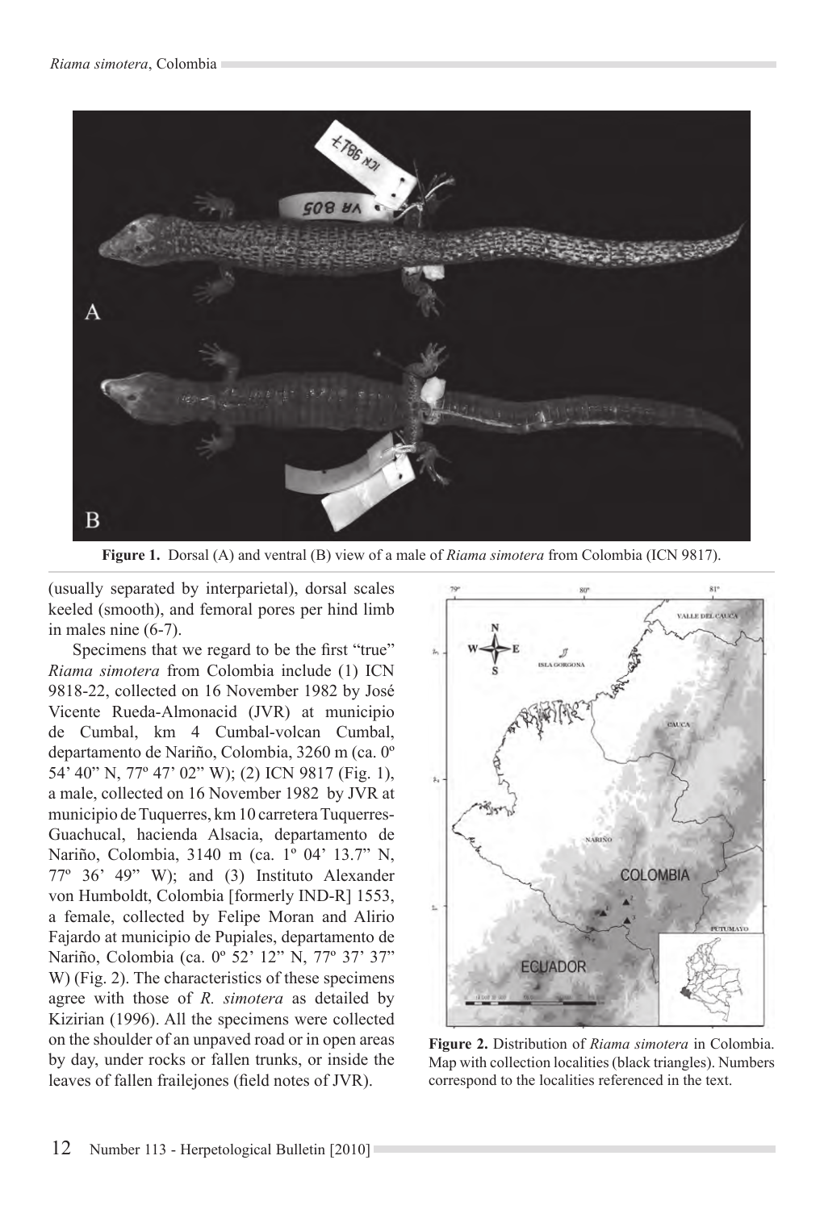Figure 1. Dorsal (A) and ventral (B) view of a male of *Riama simotera* from Colombia (ICN 9817).

(usually separated by interparietal), dorsal scales keeled (smooth), and femoral pores per hind limb in males nine (6-7).

Specimens that we regard to be the first "true" *Riama simotera* from Colombia include (1) ICN 9818-22, collected on 16 November 1982 by José Vicente Rueda-Almonacid (JVR) at municipio de Cumbal, km 4 Cumbal-volcan Cumbal, departamento de Nariño, Colombia, 3260 m (ca. 0º 54' 40" N, 77º 47' 02" W); (2) ICN 9817 (Fig. 1), a male, collected on 16 November 1982 by JVR at municipio de Tuquerres, km 10 carretera Tuquerres-Guachucal, hacienda Alsacia, departamento de Nariño, Colombia, 3140 m (ca. 1º 04' 13.7" N, 77º 36' 49" W); and (3) Instituto Alexander von Humboldt, Colombia [formerly IND-R] 1553, a female, collected by Felipe Moran and Alirio Fajardo at municipio de Pupiales, departamento de Nariño, Colombia (ca. 0º 52' 12" N, 77º 37' 37" W) (Fig. 2). The characteristics of these specimens agree with those of *R. simotera* as detailed by Kizirian (1996). All the specimens were collected on the shoulder of an unpaved road or in open areas by day, under rocks or fallen trunks, or inside the leaves of fallen frailejones (field notes of JVR).

Figure 2. Distribution of *Riama simotera* in Colombia. Map with collection localities (black triangles). Numbers correspond to the localities referenced in the text.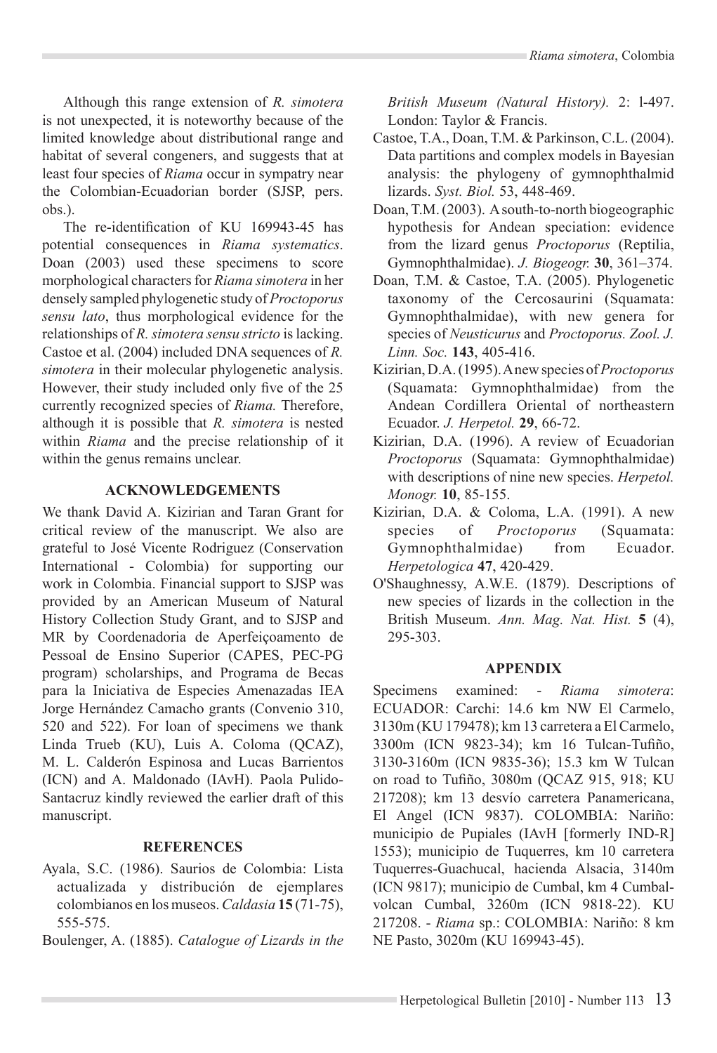Although this range extension of *R. simotera* is not unexpected, it is noteworthy because of the limited knowledge about distributional range and habitat of several congeners, and suggests that at least four species of *Riama* occur in sympatry near the Colombian-Ecuadorian border (SJSP, pers. obs.).

The re-identification of KU 169943-45 has potential consequences in *Riama systematics*. Doan (2003) used these specimens to score morphological characters for *Riama simotera* in her densely sampled phylogenetic study of *Proctoporus sensu lato*, thus morphological evidence for the relationships of *R. simotera sensu stricto* is lacking. Castoe et al. (2004) included DNA sequences of *R. simotera* in their molecular phylogenetic analysis. However, their study included only five of the 25 currently recognized species of *Riama.* Therefore, although it is possible that *R. simotera* is nested within *Riama* and the precise relationship of it within the genus remains unclear.

## ACKNOWLEDGEMENTS

We thank David A. Kizirian and Taran Grant for critical review of the manuscript. We also are grateful to José Vicente Rodriguez (Conservation International - Colombia) for supporting our work in Colombia. Financial support to SJSP was provided by an American Museum of Natural History Collection Study Grant, and to SJSP and MR by Coordenadoria de Aperfeiçoamento de Pessoal de Ensino Superior (CAPES, PEC-PG program) scholarships, and Programa de Becas para la Iniciativa de Especies Amenazadas IEA Jorge Hernández Camacho grants (Convenio 310, 520 and 522). For loan of specimens we thank Linda Trueb (KU), Luis A. Coloma (QCAZ), M. L. Calderón Espinosa and Lucas Barrientos (ICN) and A. Maldonado (IAvH). Paola Pulido-Santacruz kindly reviewed the earlier draft of this manuscript.

## REFERENCES

Ayala, S.C. (1986). Saurios de Colombia: Lista actualizada y distribución de ejemplares colombianos en los museos. *Caldasia* **15** (71-75), 555-575.

Boulenger, A. (1885). *Catalogue of Lizards in the British Museum (Natural History).* 2: l-497. London: Taylor & Francis.

Castoe, T.A., Doan, T.M. & Parkinson, C.L. (2004). Data partitions and complex models in Bayesian analysis: the phylogeny of gymnophthalmid lizards. *Syst. Biol.* 53, 448-469.

Doan, T.M. (2003). A south-to-north biogeographic hypothesis for Andean speciation: evidence from the lizard genus *Proctoporus* (Reptilia, Gymnophthalmidae). *J. Biogeogr.* **30**, 361–374.

Doan, T.M. & Castoe, T.A. (2005). Phylogenetic taxonomy of the Cercosaurini (Squamata: Gymnophthalmidae), with new genera for species of *Neusticurus* and *Proctoporus. Zool. J. Linn. Soc.* **143**, 405-416.

Kizirian, D.A. (1995). A new species of *Proctoporus* (Squamata: Gymnophthalmidae) from the Andean Cordillera Oriental of northeastern Ecuador. *J. Herpetol.* **29**, 66-72.

Kizirian, D.A. (1996). A review of Ecuadorian *Proctoporus* (Squamata: Gymnophthalmidae) with descriptions of nine new species. *Herpetol. Monogr.* **10**, 85-155.

Kizirian, D.A. & Coloma, L.A. (1991). A new species of *Proctoporus* (Squamata: Gymnophthalmidae) from Ecuador. *Herpetologica* **47**, 420-429.

O'Shaughnessy, A.W.E. (1879). Descriptions of new species of lizards in the collection in the British Museum. *Ann. Mag. Nat. Hist.* **5** (4), 295-303.

## APPENDIX

Specimens examined: - *Riama simotera*: ECUADOR: Carchi: 14.6 km NW El Carmelo, 3130m (KU 179478); km 13 carretera a El Carmelo, 3300m (ICN 9823-34); km 16 Tulcan-Tufiño, 3130-3160m (ICN 9835-36); 15.3 km W Tulcan on road to Tufiño, 3080m (QCAZ 915, 918; KU 217208); km 13 desvío carretera Panamericana, El Angel (ICN 9837). COLOMBIA: Nariño: municipio de Pupiales (IAvH [formerly IND-R] 1553); municipio de Tuquerres, km 10 carretera Tuquerres-Guachucal, hacienda Alsacia, 3140m (ICN 9817); municipio de Cumbal, km 4 Cumbal-volcan Cumbal, 3260m (ICN 9818-22). KU 217208. - *Riama* sp.: COLOMBIA: Nariño: 8 km NE Pasto, 3020m (KU 169943-45).